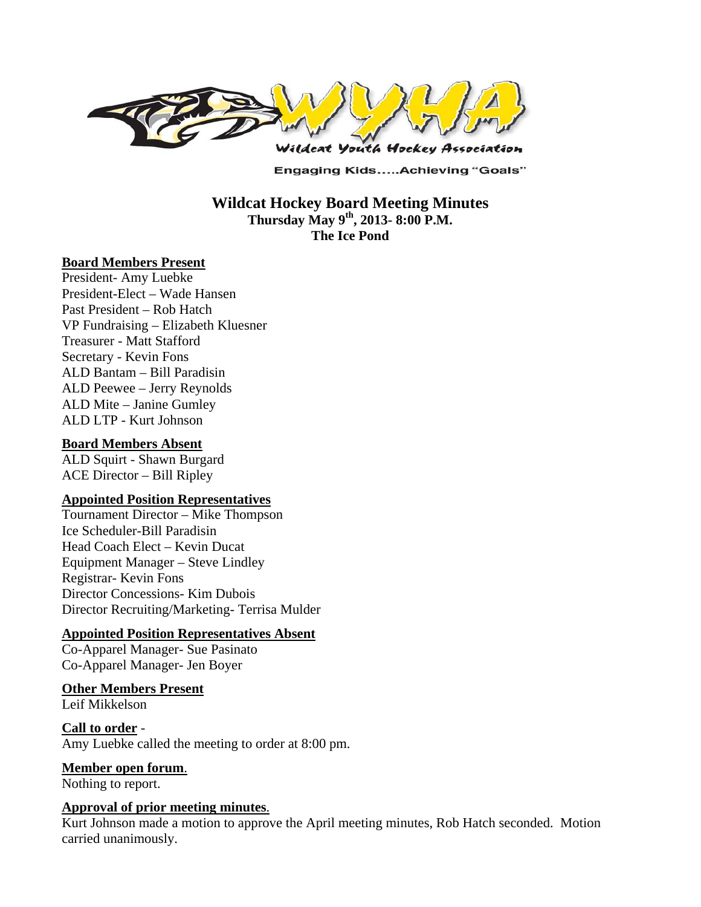Wildcat Youth Hockey Association

Engaging Kids.....Achieving "Goals"

# Wildcat Hockey Board Meeting Minutes

**Thursday May 9th, 2013- 8:00 P.M.**
**The Ice Pond**

**Board Members Present**

President- Amy Luebke
President-Elect – Wade Hansen
Past President – Rob Hatch
VP Fundraising – Elizabeth Kluesner
Treasurer - Matt Stafford
Secretary - Kevin Fons
ALD Bantam – Bill Paradisin
ALD Peewee – Jerry Reynolds
ALD Mite – Janine Gumley
ALD LTP - Kurt Johnson

**Board Members Absent**

ALD Squirt - Shawn Burgard
ACE Director – Bill Ripley

**Appointed Position Representatives**

Tournament Director – Mike Thompson
Ice Scheduler-Bill Paradisin
Head Coach Elect – Kevin Ducat
Equipment Manager – Steve Lindley
Registrar- Kevin Fons
Director Concessions- Kim Dubois
Director Recruiting/Marketing- Terrisa Mulder

**Appointed Position Representatives Absent**

Co-Apparel Manager- Sue Pasinato
Co-Apparel Manager- Jen Boyer

**Other Members Present**

Leif Mikkelson

**Call to order** -

Amy Luebke called the meeting to order at 8:00 pm.

**Member open forum**.

Nothing to report.

**Approval of prior meeting minutes**.

Kurt Johnson made a motion to approve the April meeting minutes, Rob Hatch seconded. Motion carried unanimously.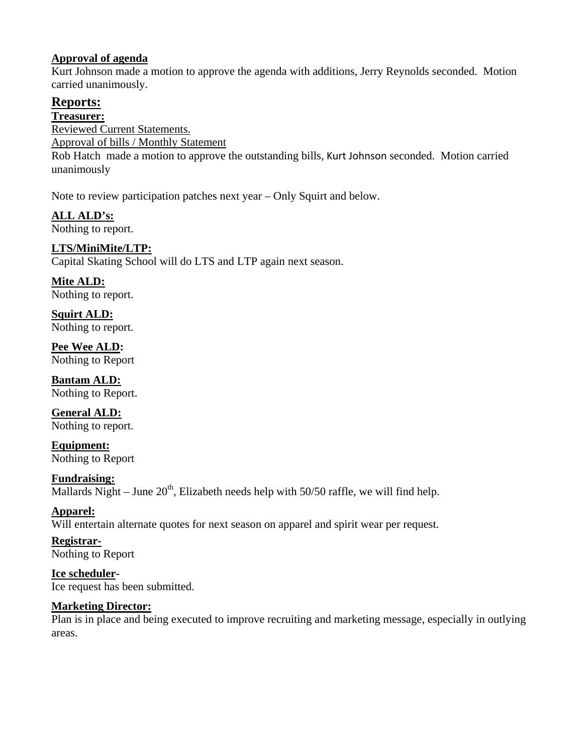**Approval of agenda**

Kurt Johnson made a motion to approve the agenda with additions, Jerry Reynolds seconded. Motion carried unanimously.

## Reports:

**Treasurer:**

Reviewed Current Statements.

Approval of bills / Monthly Statement

Rob Hatch made a motion to approve the outstanding bills, Kurt Johnson seconded. Motion carried unanimously

Note to review participation patches next year – Only Squirt and below.

**ALL ALD's:**

Nothing to report.

**LTS/MiniMite/LTP:**

Capital Skating School will do LTS and LTP again next season.

**Mite ALD:**

Nothing to report.

**Squirt ALD:**

Nothing to report.

**Pee Wee ALD:**

Nothing to Report

**Bantam ALD:**

Nothing to Report.

**General ALD:**

Nothing to report.

**Equipment:**

Nothing to Report

**Fundraising:**

Mallards Night – June 20th, Elizabeth needs help with 50/50 raffle, we will find help.

**Apparel:**

Will entertain alternate quotes for next season on apparel and spirit wear per request.

**Registrar-**

Nothing to Report

**Ice scheduler-**

Ice request has been submitted.

**Marketing Director:**

Plan is in place and being executed to improve recruiting and marketing message, especially in outlying areas.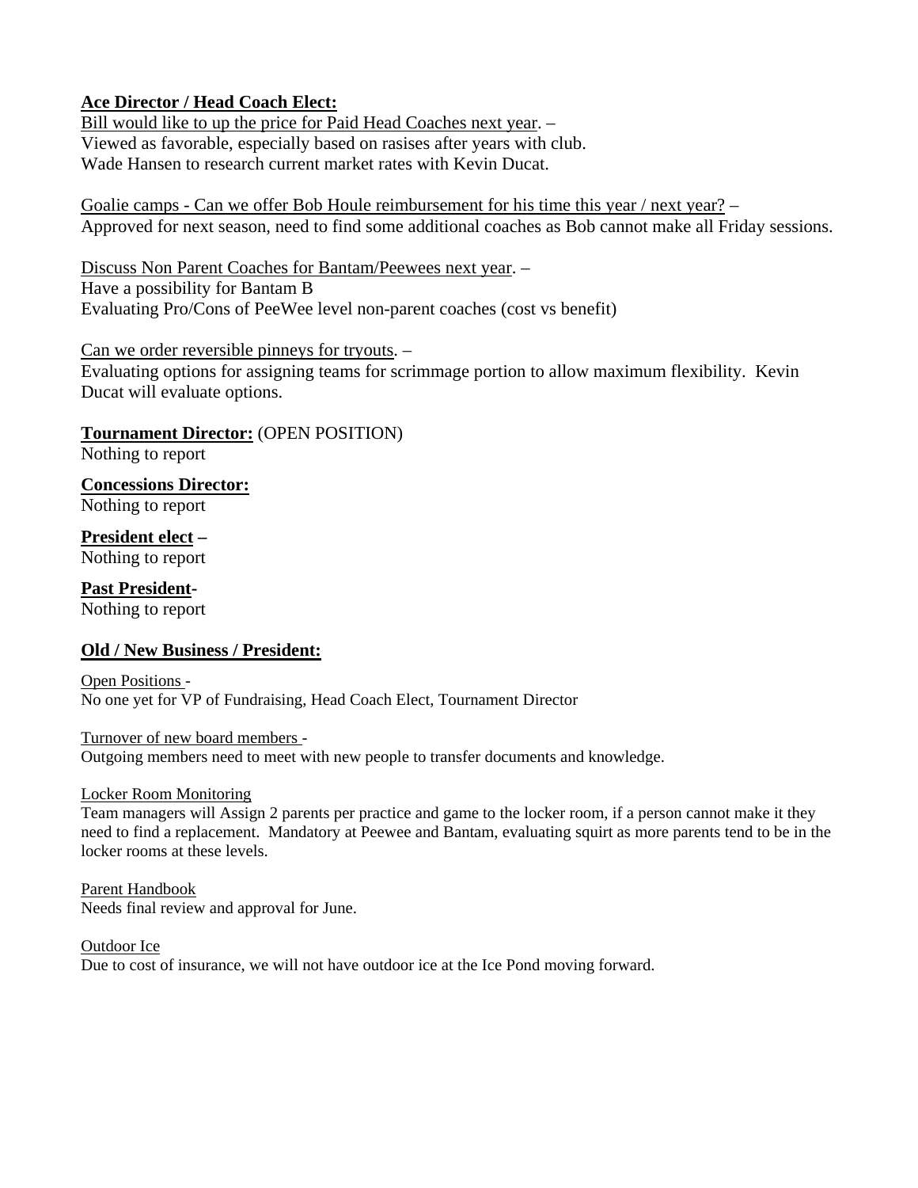**<u>Ace Director / Head Coach Elect:</u>**

<u>Bill would like to up the price for Paid Head Coaches next year</u>. –
Viewed as favorable, especially based on rasises after years with club.
Wade Hansen to research current market rates with Kevin Ducat.

<u>Goalie camps - Can we offer Bob Houle reimbursement for his time this year / next year?</u> –
Approved for next season, need to find some additional coaches as Bob cannot make all Friday sessions.

<u>Discuss Non Parent Coaches for Bantam/Peewees next year</u>. –
Have a possibility for Bantam B
Evaluating Pro/Cons of PeeWee level non-parent coaches (cost vs benefit)

<u>Can we order reversible pinneys for tryouts</u>. –
Evaluating options for assigning teams for scrimmage portion to allow maximum flexibility. Kevin Ducat will evaluate options.

**<u>Tournament Director:</u>** (OPEN POSITION)
Nothing to report

**<u>Concessions Director:</u>**
Nothing to report

**<u>President elect</u> –**
Nothing to report

**<u>Past President</u>-**
Nothing to report

**<u>Old / New Business / President:</u>**

<u>Open Positions</u> -
No one yet for VP of Fundraising, Head Coach Elect, Tournament Director

<u>Turnover of new board members</u> -
Outgoing members need to meet with new people to transfer documents and knowledge.

<u>Locker Room Monitoring</u>
Team managers will Assign 2 parents per practice and game to the locker room, if a person cannot make it they need to find a replacement. Mandatory at Peewee and Bantam, evaluating squirt as more parents tend to be in the locker rooms at these levels.

<u>Parent Handbook</u>
Needs final review and approval for June.

<u>Outdoor Ice</u>
Due to cost of insurance, we will not have outdoor ice at the Ice Pond moving forward.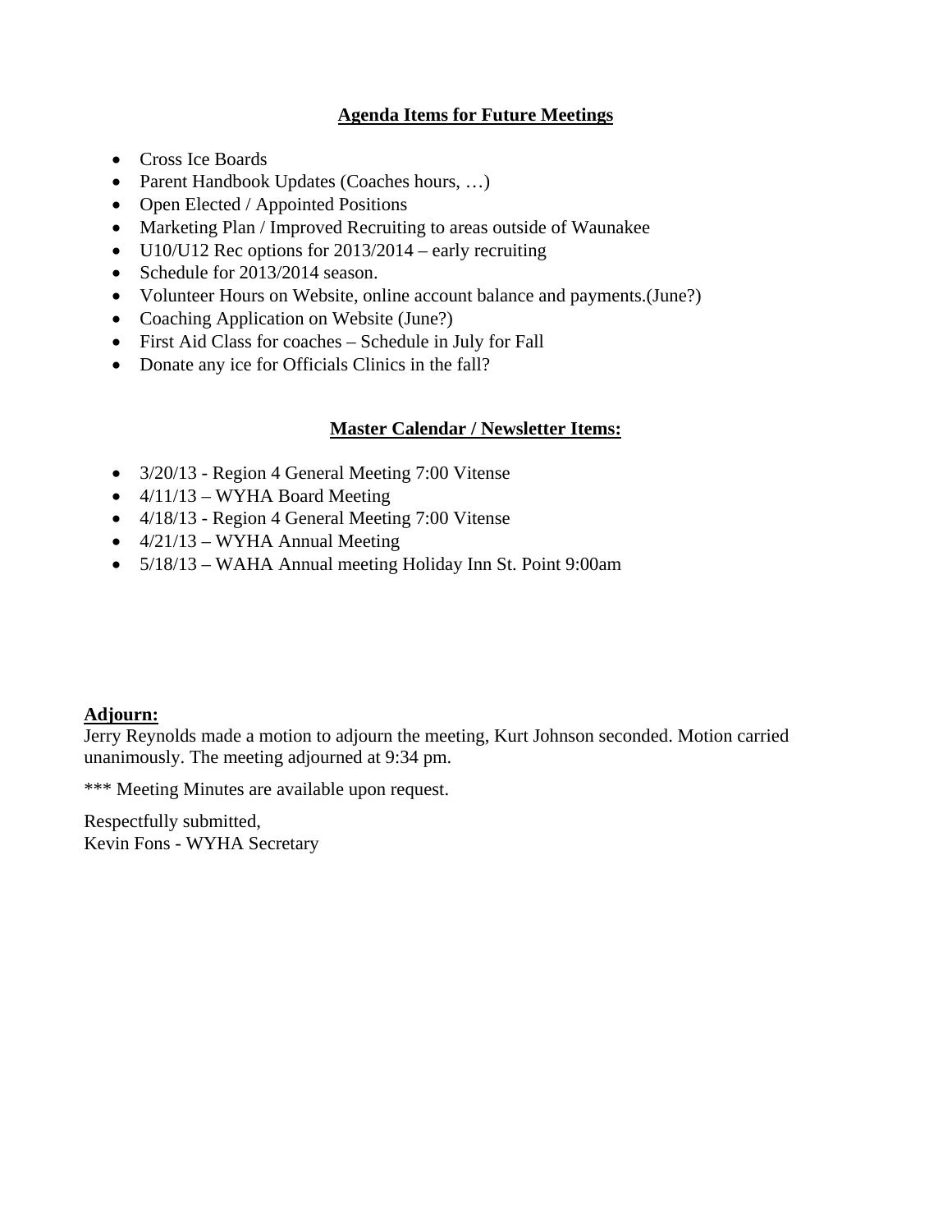## Agenda Items for Future Meetings

- Cross Ice Boards
- Parent Handbook Updates (Coaches hours, …)
- Open Elected / Appointed Positions
- Marketing Plan / Improved Recruiting to areas outside of Waunakee
- U10/U12 Rec options for 2013/2014 – early recruiting
- Schedule for 2013/2014 season.
- Volunteer Hours on Website, online account balance and payments.(June?)
- Coaching Application on Website (June?)
- First Aid Class for coaches – Schedule in July for Fall
- Donate any ice for Officials Clinics in the fall?

## Master Calendar / Newsletter Items:

- 3/20/13 - Region 4 General Meeting 7:00 Vitense
- 4/11/13 – WYHA Board Meeting
- 4/18/13 - Region 4 General Meeting 7:00 Vitense
- 4/21/13 – WYHA Annual Meeting
- 5/18/13 – WAHA Annual meeting Holiday Inn St. Point 9:00am

**Adjourn:**
Jerry Reynolds made a motion to adjourn the meeting, Kurt Johnson seconded. Motion carried unanimously. The meeting adjourned at 9:34 pm.

*** Meeting Minutes are available upon request.

Respectfully submitted,
Kevin Fons - WYHA Secretary